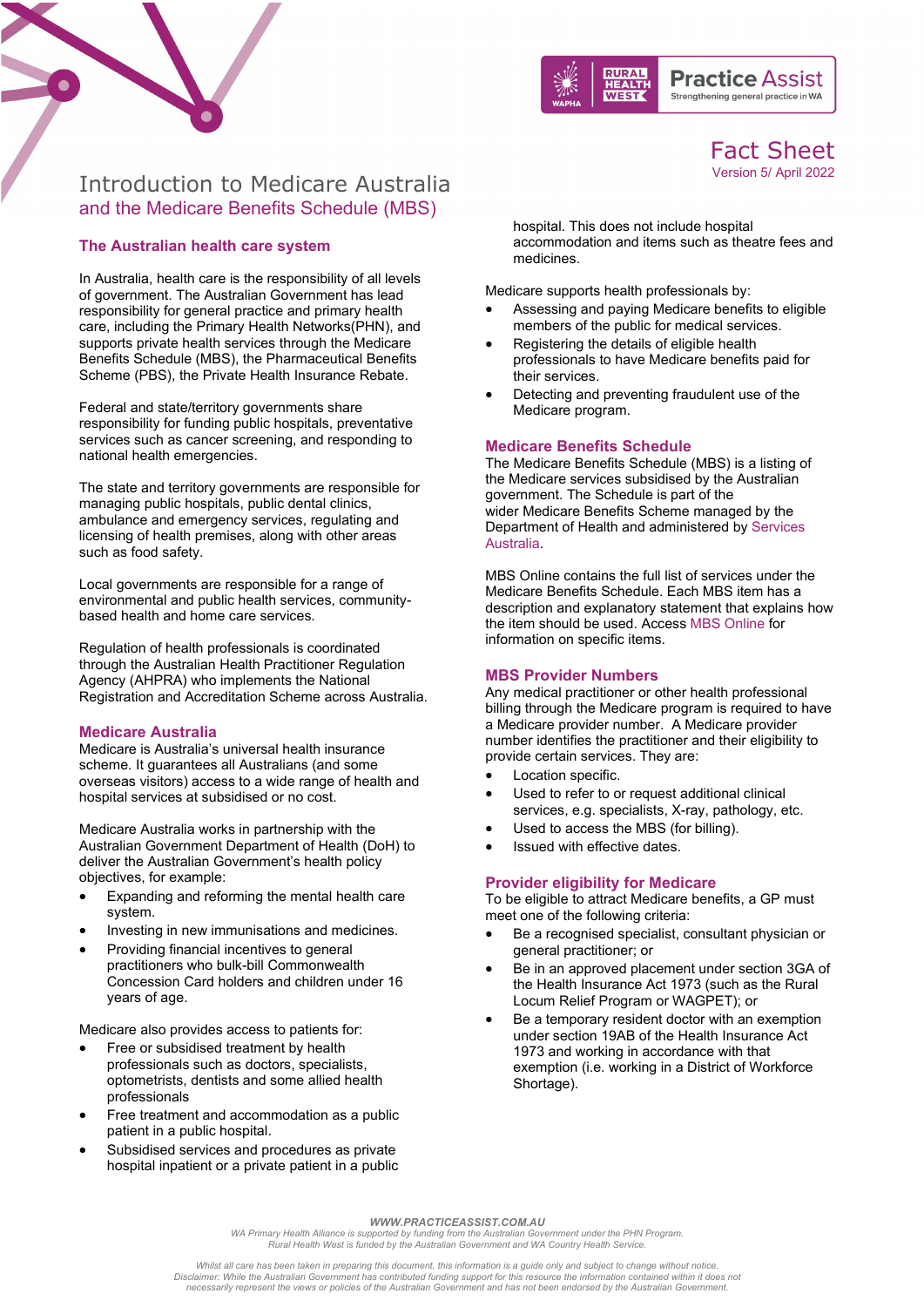Fact Sheet
Version 5/ April 2022

# Introduction to Medicare Australia
## and the Medicare Benefits Schedule (MBS)

### The Australian health care system

In Australia, health care is the responsibility of all levels of government. The Australian Government has lead responsibility for general practice and primary health care, including the Primary Health Networks(PHN), and supports private health services through the Medicare Benefits Schedule (MBS), the Pharmaceutical Benefits Scheme (PBS), the Private Health Insurance Rebate.

Federal and state/territory governments share responsibility for funding public hospitals, preventative services such as cancer screening, and responding to national health emergencies.

The state and territory governments are responsible for managing public hospitals, public dental clinics, ambulance and emergency services, regulating and licensing of health premises, along with other areas such as food safety.

Local governments are responsible for a range of environmental and public health services, community-based health and home care services.

Regulation of health professionals is coordinated through the Australian Health Practitioner Regulation Agency (AHPRA) who implements the National Registration and Accreditation Scheme across Australia.

### Medicare Australia

Medicare is Australia's universal health insurance scheme. It guarantees all Australians (and some overseas visitors) access to a wide range of health and hospital services at subsidised or no cost.

Medicare Australia works in partnership with the Australian Government Department of Health (DoH) to deliver the Australian Government's health policy objectives, for example:

- Expanding and reforming the mental health care system.
- Investing in new immunisations and medicines.
- Providing financial incentives to general practitioners who bulk-bill Commonwealth Concession Card holders and children under 16 years of age.

Medicare also provides access to patients for:

- Free or subsidised treatment by health professionals such as doctors, specialists, optometrists, dentists and some allied health professionals
- Free treatment and accommodation as a public patient in a public hospital.
- Subsidised services and procedures as private hospital inpatient or a private patient in a public hospital. This does not include hospital accommodation and items such as theatre fees and medicines.

Medicare supports health professionals by:

- Assessing and paying Medicare benefits to eligible members of the public for medical services.
- Registering the details of eligible health professionals to have Medicare benefits paid for their services.
- Detecting and preventing fraudulent use of the Medicare program.

### Medicare Benefits Schedule

The Medicare Benefits Schedule (MBS) is a listing of the Medicare services subsidised by the Australian government. The Schedule is part of the wider Medicare Benefits Scheme managed by the Department of Health and administered by Services Australia.

MBS Online contains the full list of services under the Medicare Benefits Schedule. Each MBS item has a description and explanatory statement that explains how the item should be used. Access MBS Online for information on specific items.

### MBS Provider Numbers

Any medical practitioner or other health professional billing through the Medicare program is required to have a Medicare provider number. A Medicare provider number identifies the practitioner and their eligibility to provide certain services. They are:

- Location specific.
- Used to refer to or request additional clinical services, e.g. specialists, X-ray, pathology, etc.
- Used to access the MBS (for billing).
- Issued with effective dates.

### Provider eligibility for Medicare

To be eligible to attract Medicare benefits, a GP must meet one of the following criteria:

- Be a recognised specialist, consultant physician or general practitioner; or
- Be in an approved placement under section 3GA of the Health Insurance Act 1973 (such as the Rural Locum Relief Program or WAGPET); or
- Be a temporary resident doctor with an exemption under section 19AB of the Health Insurance Act 1973 and working in accordance with that exemption (i.e. working in a District of Workforce Shortage).

*WWW.PRACTICEASSIST.COM.AU*
*WA Primary Health Alliance is supported by funding from the Australian Government under the PHN Program.*
*Rural Health West is funded by the Australian Government and WA Country Health Service.*

*Whilst all care has been taken in preparing this document, this information is a guide only and subject to change without notice.*
*Disclaimer: While the Australian Government has contributed funding support for this resource the information contained within it does not necessarily represent the views or policies of the Australian Government and has not been endorsed by the Australian Government.*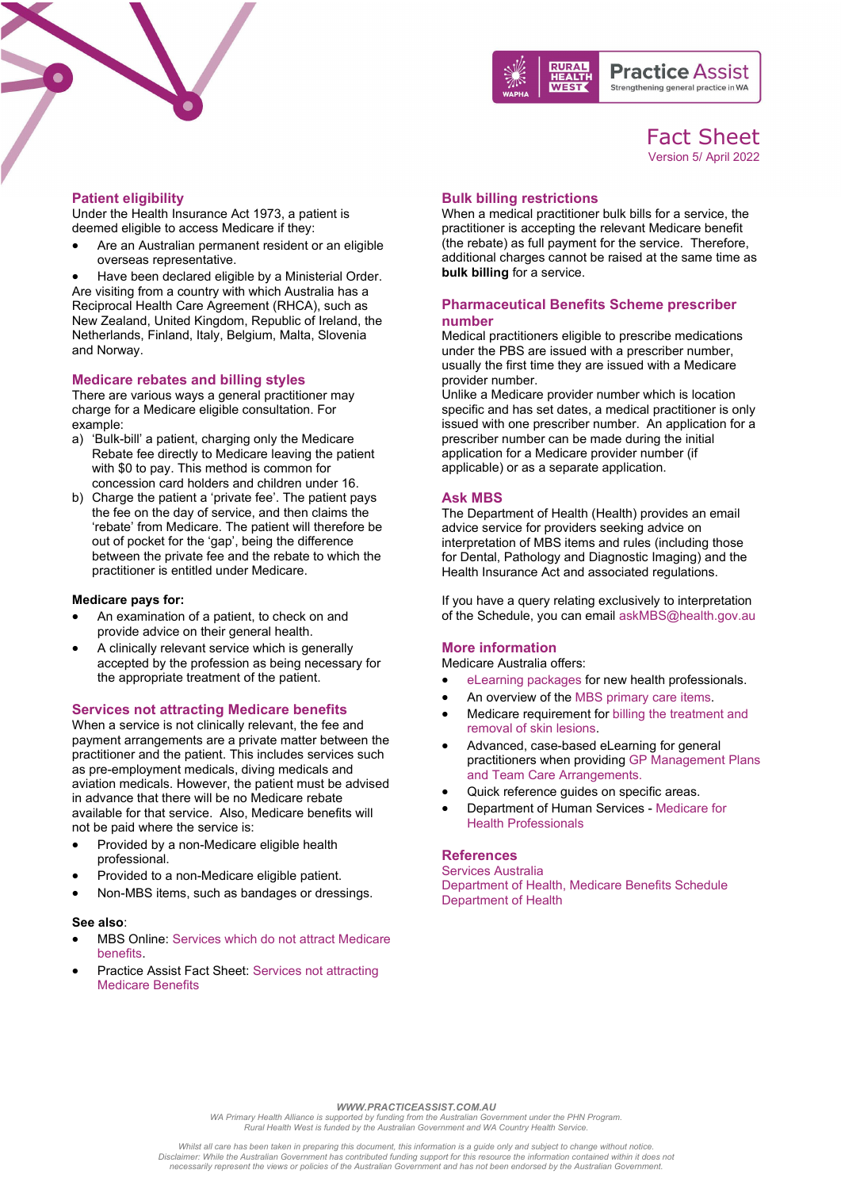# Fact Sheet

Version 5/ April 2022

## Patient eligibility

Under the Health Insurance Act 1973, a patient is deemed eligible to access Medicare if they:

- Are an Australian permanent resident or an eligible overseas representative.
- Have been declared eligible by a Ministerial Order.

Are visiting from a country with which Australia has a Reciprocal Health Care Agreement (RHCA), such as New Zealand, United Kingdom, Republic of Ireland, the Netherlands, Finland, Italy, Belgium, Malta, Slovenia and Norway.

## Medicare rebates and billing styles

There are various ways a general practitioner may charge for a Medicare eligible consultation. For example:

a) 'Bulk-bill' a patient, charging only the Medicare Rebate fee directly to Medicare leaving the patient with $0 to pay. This method is common for concession card holders and children under 16.

b) Charge the patient a 'private fee'. The patient pays the fee on the day of service, and then claims the 'rebate' from Medicare. The patient will therefore be out of pocket for the 'gap', being the difference between the private fee and the rebate to which the practitioner is entitled under Medicare.

**Medicare pays for:**

- An examination of a patient, to check on and provide advice on their general health.
- A clinically relevant service which is generally accepted by the profession as being necessary for the appropriate treatment of the patient.

## Services not attracting Medicare benefits

When a service is not clinically relevant, the fee and payment arrangements are a private matter between the practitioner and the patient. This includes services such as pre-employment medicals, diving medicals and aviation medicals. However, the patient must be advised in advance that there will be no Medicare rebate available for that service. Also, Medicare benefits will not be paid where the service is:

- Provided by a non-Medicare eligible health professional.
- Provided to a non-Medicare eligible patient.
- Non-MBS items, such as bandages or dressings.

**See also**:

- MBS Online: Services which do not attract Medicare benefits.
- Practice Assist Fact Sheet: Services not attracting Medicare Benefits

## Bulk billing restrictions

When a medical practitioner bulk bills for a service, the practitioner is accepting the relevant Medicare benefit (the rebate) as full payment for the service. Therefore, additional charges cannot be raised at the same time as **bulk billing** for a service.

## Pharmaceutical Benefits Scheme prescriber number

Medical practitioners eligible to prescribe medications under the PBS are issued with a prescriber number, usually the first time they are issued with a Medicare provider number.

Unlike a Medicare provider number which is location specific and has set dates, a medical practitioner is only issued with one prescriber number. An application for a prescriber number can be made during the initial application for a Medicare provider number (if applicable) or as a separate application.

## Ask MBS

The Department of Health (Health) provides an email advice service for providers seeking advice on interpretation of MBS items and rules (including those for Dental, Pathology and Diagnostic Imaging) and the Health Insurance Act and associated regulations.

If you have a query relating exclusively to interpretation of the Schedule, you can email askMBS@health.gov.au

## More information

Medicare Australia offers:

- eLearning packages for new health professionals.
- An overview of the MBS primary care items.
- Medicare requirement for billing the treatment and removal of skin lesions.
- Advanced, case-based eLearning for general practitioners when providing GP Management Plans and Team Care Arrangements.
- Quick reference guides on specific areas.
- Department of Human Services - Medicare for Health Professionals

## References

Services Australia
Department of Health, Medicare Benefits Schedule
Department of Health

*WWW.PRACTICEASSIST.COM.AU*
*WA Primary Health Alliance is supported by funding from the Australian Government under the PHN Program.*
*Rural Health West is funded by the Australian Government and WA Country Health Service.*

*Whilst all care has been taken in preparing this document, this information is a guide only and subject to change without notice.*
*Disclaimer: While the Australian Government has contributed funding support for this resource the information contained within it does not necessarily represent the views or policies of the Australian Government and has not been endorsed by the Australian Government.*